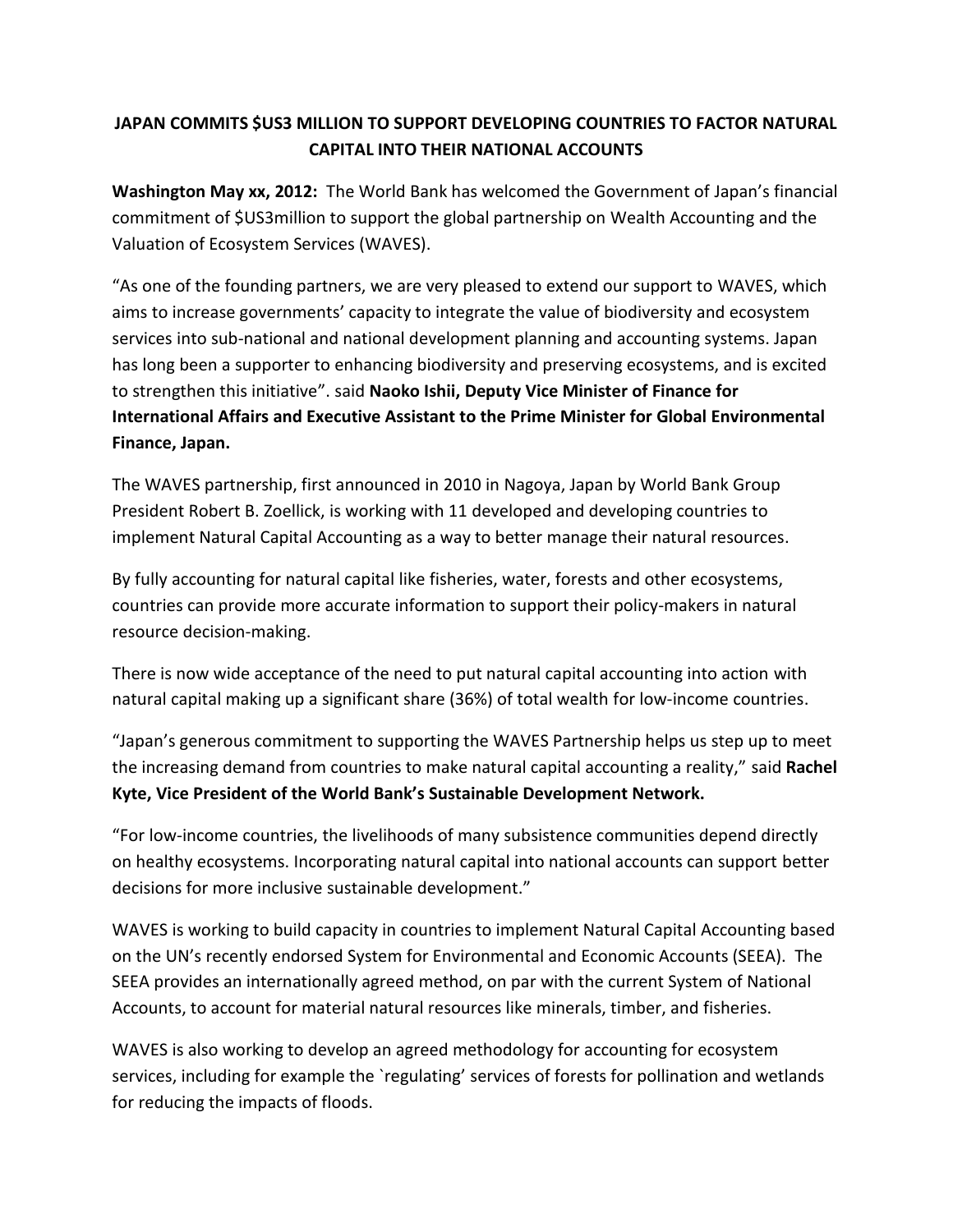# JAPAN COMMITS $US3 MILLION TO SUPPORT DEVELOPING COUNTRIES TO FACTOR NATURAL CAPITAL INTO THEIR NATIONAL ACCOUNTS

**Washington May xx, 2012:** The World Bank has welcomed the Government of Japan's financial commitment of $US3million to support the global partnership on Wealth Accounting and the Valuation of Ecosystem Services (WAVES).

"As one of the founding partners, we are very pleased to extend our support to WAVES, which aims to increase governments' capacity to integrate the value of biodiversity and ecosystem services into sub-national and national development planning and accounting systems. Japan has long been a supporter to enhancing biodiversity and preserving ecosystems, and is excited to strengthen this initiative". said **Naoko Ishii, Deputy Vice Minister of Finance for International Affairs and Executive Assistant to the Prime Minister for Global Environmental Finance, Japan.**

The WAVES partnership, first announced in 2010 in Nagoya, Japan by World Bank Group President Robert B. Zoellick, is working with 11 developed and developing countries to implement Natural Capital Accounting as a way to better manage their natural resources.

By fully accounting for natural capital like fisheries, water, forests and other ecosystems, countries can provide more accurate information to support their policy-makers in natural resource decision-making.

There is now wide acceptance of the need to put natural capital accounting into action with natural capital making up a significant share (36%) of total wealth for low-income countries.

"Japan's generous commitment to supporting the WAVES Partnership helps us step up to meet the increasing demand from countries to make natural capital accounting a reality," said **Rachel Kyte, Vice President of the World Bank's Sustainable Development Network.**

"For low-income countries, the livelihoods of many subsistence communities depend directly on healthy ecosystems. Incorporating natural capital into national accounts can support better decisions for more inclusive sustainable development."

WAVES is working to build capacity in countries to implement Natural Capital Accounting based on the UN's recently endorsed System for Environmental and Economic Accounts (SEEA). The SEEA provides an internationally agreed method, on par with the current System of National Accounts, to account for material natural resources like minerals, timber, and fisheries.

WAVES is also working to develop an agreed methodology for accounting for ecosystem services, including for example the `regulating' services of forests for pollination and wetlands for reducing the impacts of floods.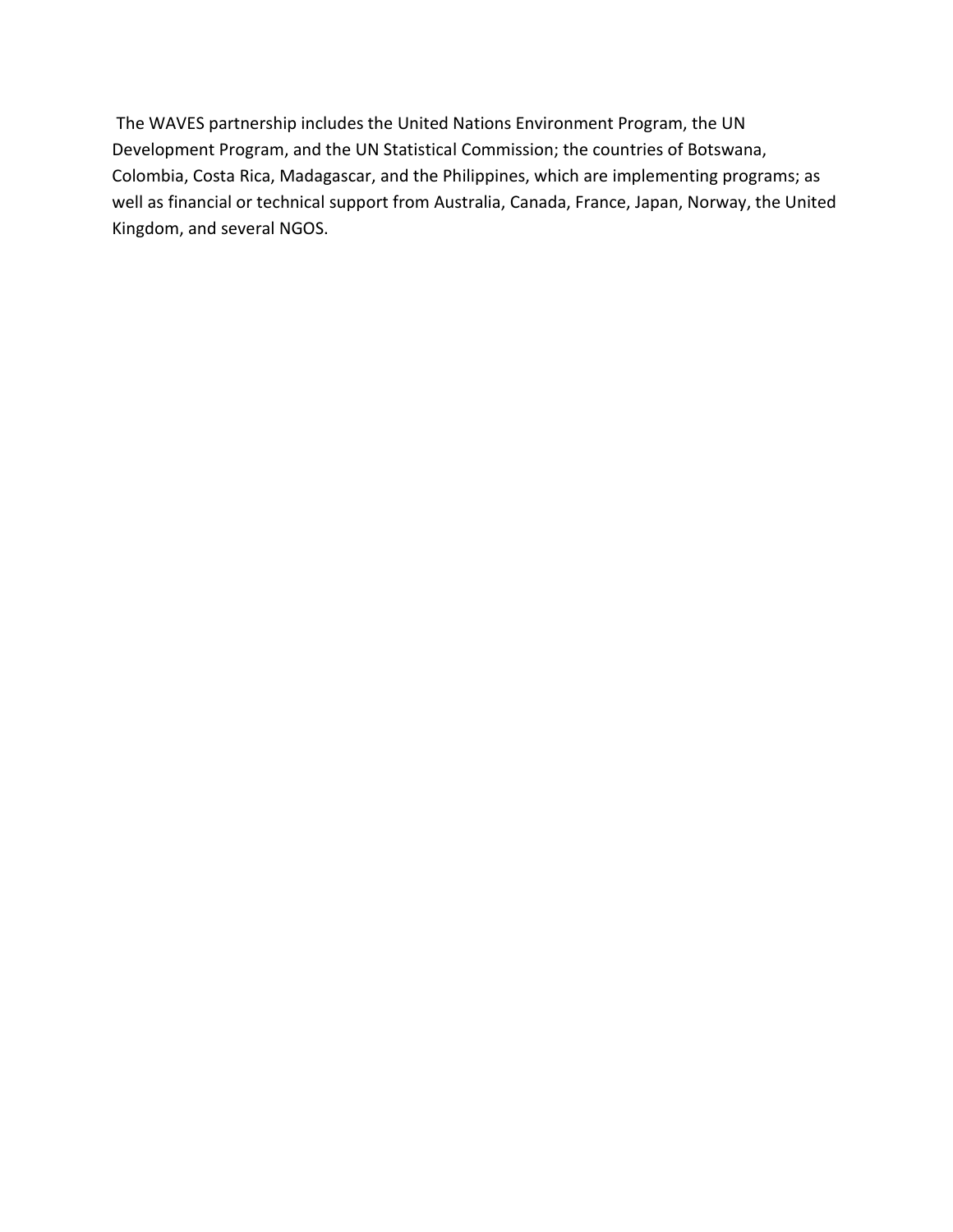The WAVES partnership includes the United Nations Environment Program, the UN Development Program, and the UN Statistical Commission; the countries of Botswana, Colombia, Costa Rica, Madagascar, and the Philippines, which are implementing programs; as well as financial or technical support from Australia, Canada, France, Japan, Norway, the United Kingdom, and several NGOS.